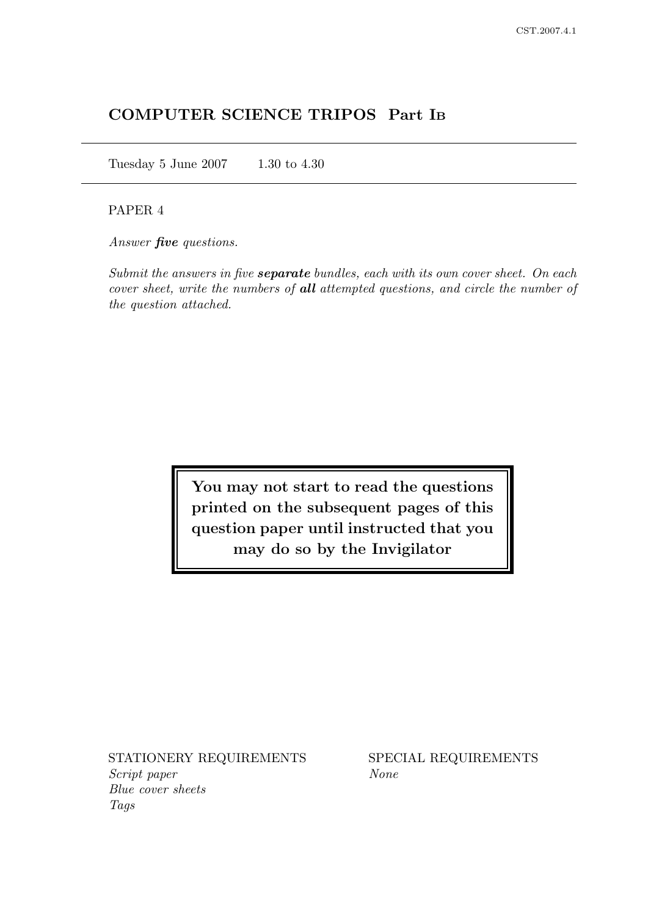# COMPUTER SCIENCE TRIPOS Part IB

Tuesday 5 June 2007 1.30 to 4.30

PAPER 4

*Answer **five** questions.*

*Submit the answers in five **separate** bundles, each with its own cover sheet. On each cover sheet, write the numbers of **all** attempted questions, and circle the number of the question attached.*

**You may not start to read the questions printed on the subsequent pages of this question paper until instructed that you may do so by the Invigilator**

STATIONERY REQUIREMENTS
*Script paper*
*Blue cover sheets*
*Tags*

SPECIAL REQUIREMENTS
*None*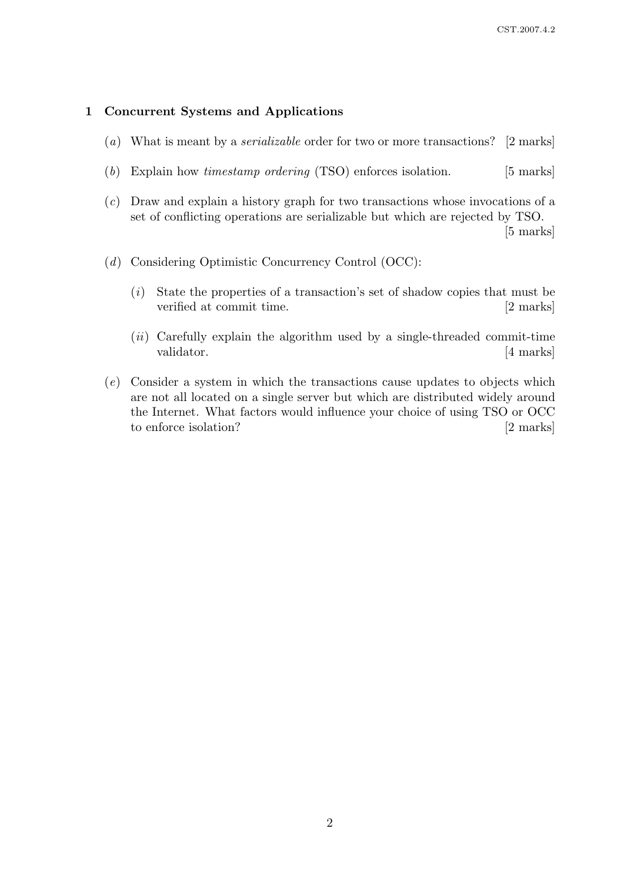## 1 Concurrent Systems and Applications

(*a*) What is meant by a *serializable* order for two or more transactions? [2 marks]

(*b*) Explain how *timestamp ordering* (TSO) enforces isolation. [5 marks]

(*c*) Draw and explain a history graph for two transactions whose invocations of a set of conflicting operations are serializable but which are rejected by TSO. [5 marks]

(*d*) Considering Optimistic Concurrency Control (OCC):

(*i*) State the properties of a transaction's set of shadow copies that must be verified at commit time. [2 marks]

(*ii*) Carefully explain the algorithm used by a single-threaded commit-time validator. [4 marks]

(*e*) Consider a system in which the transactions cause updates to objects which are not all located on a single server but which are distributed widely around the Internet. What factors would influence your choice of using TSO or OCC to enforce isolation? [2 marks]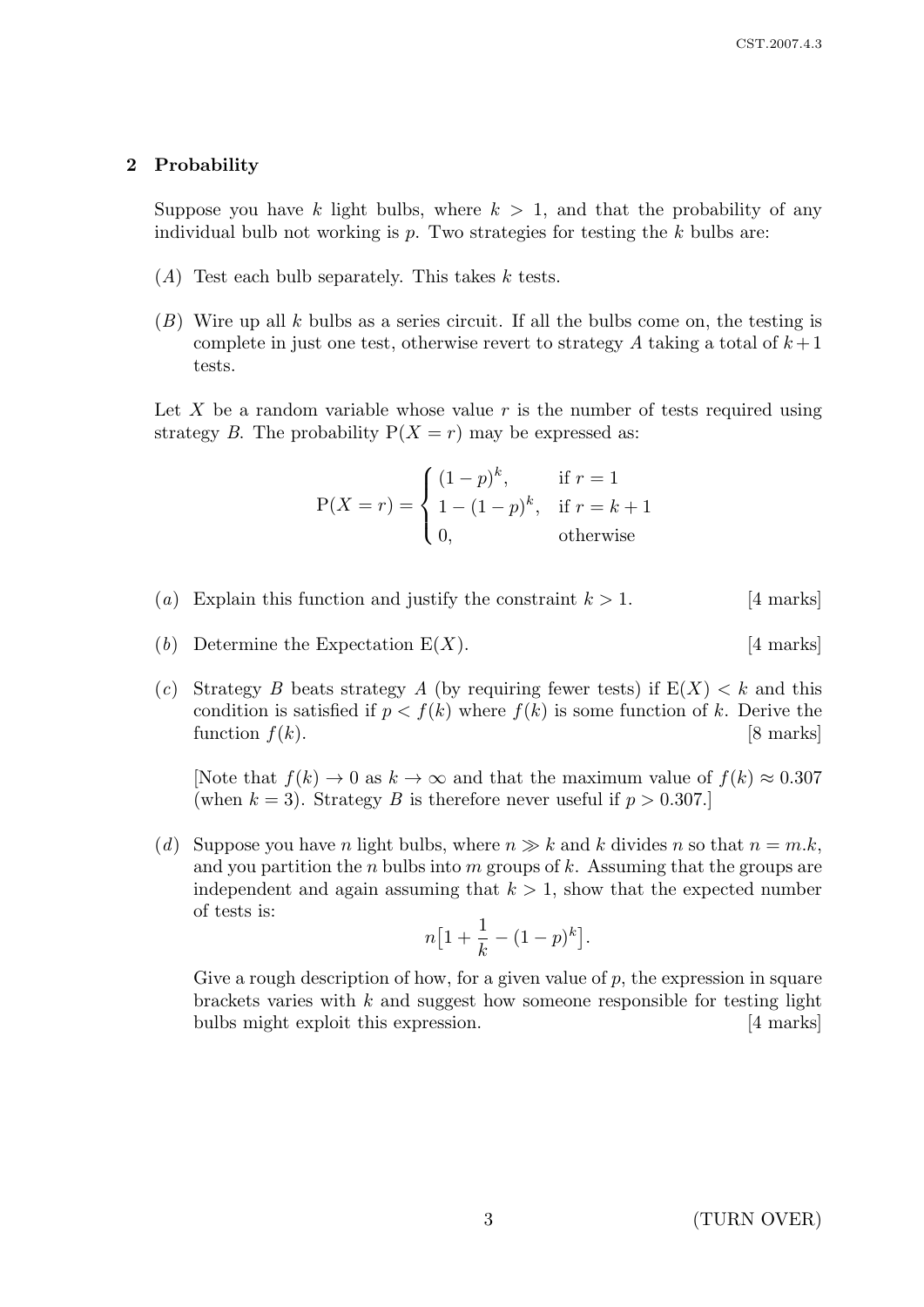## 2 Probability

Suppose you have $k$ light bulbs, where $k > 1$, and that the probability of any individual bulb not working is $p$. Two strategies for testing the $k$ bulbs are:

($A$) Test each bulb separately. This takes $k$ tests.

($B$) Wire up all $k$ bulbs as a series circuit. If all the bulbs come on, the testing is complete in just one test, otherwise revert to strategy $A$ taking a total of $k+1$ tests.

Let $X$ be a random variable whose value $r$ is the number of tests required using strategy $B$. The probability $\mathrm{P}(X = r)$ may be expressed as:

$$\mathrm{P}(X = r) = \begin{cases} (1-p)^k, & \text{if } r = 1 \\ 1-(1-p)^k, & \text{if } r = k+1 \\ 0, & \text{otherwise} \end{cases}$$

($a$) Explain this function and justify the constraint $k > 1$. [4 marks]

($b$) Determine the Expectation $\mathrm{E}(X)$. [4 marks]

($c$) Strategy $B$ beats strategy $A$ (by requiring fewer tests) if $\mathrm{E}(X) < k$ and this condition is satisfied if $p < f(k)$ where $f(k)$ is some function of $k$. Derive the function $f(k)$. [8 marks]

[Note that $f(k) \to 0$ as $k \to \infty$ and that the maximum value of $f(k) \approx 0.307$ (when $k = 3$). Strategy $B$ is therefore never useful if $p > 0.307$.]

($d$) Suppose you have $n$ light bulbs, where $n \gg k$ and $k$ divides $n$ so that $n = m.k$, and you partition the $n$ bulbs into $m$ groups of $k$. Assuming that the groups are independent and again assuming that $k > 1$, show that the expected number of tests is:

$$n\big[1 + \frac{1}{k} - (1-p)^k\big].$$

Give a rough description of how, for a given value of $p$, the expression in square brackets varies with $k$ and suggest how someone responsible for testing light bulbs might exploit this expression. [4 marks]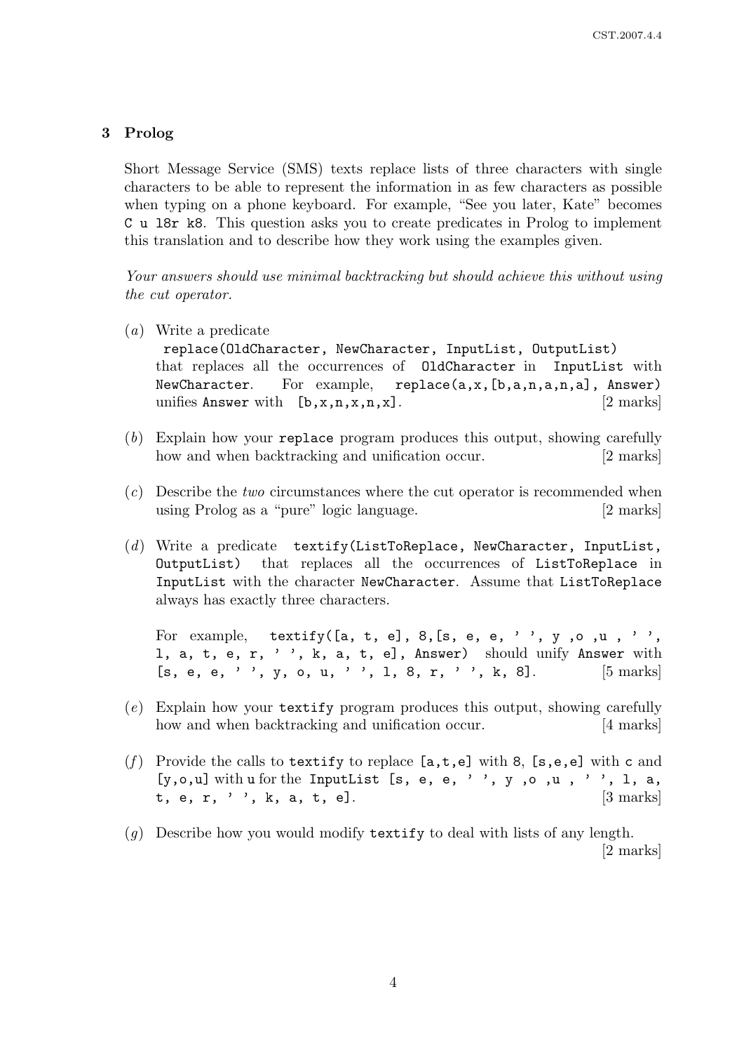## 3 Prolog

Short Message Service (SMS) texts replace lists of three characters with single characters to be able to represent the information in as few characters as possible when typing on a phone keyboard. For example, "See you later, Kate" becomes `C u l8r k8`. This question asks you to create predicates in Prolog to implement this translation and to describe how they work using the examples given.

*Your answers should use minimal backtracking but should achieve this without using the cut operator.*

(*a*) Write a predicate
`replace(OldCharacter, NewCharacter, InputList, OutputList)`
that replaces all the occurrences of `OldCharacter` in `InputList` with `NewCharacter`. For example, `replace(a,x,[b,a,n,a,n,a], Answer)` unifies `Answer` with `[b,x,n,x,n,x]`. [2 marks]

(*b*) Explain how your `replace` program produces this output, showing carefully how and when backtracking and unification occur. [2 marks]

(*c*) Describe the *two* circumstances where the cut operator is recommended when using Prolog as a "pure" logic language. [2 marks]

(*d*) Write a predicate `textify(ListToReplace, NewCharacter, InputList, OutputList)` that replaces all the occurrences of `ListToReplace` in `InputList` with the character `NewCharacter`. Assume that `ListToReplace` always has exactly three characters.

For example, `textify([a, t, e], 8,[s, e, e, ' ', y ,o ,u , ' ', l, a, t, e, r, ' ', k, a, t, e], Answer)` should unify `Answer` with `[s, e, e, ' ', y, o, u, ' ', l, 8, r, ' ', k, 8]`. [5 marks]

(*e*) Explain how your `textify` program produces this output, showing carefully how and when backtracking and unification occur. [4 marks]

(*f*) Provide the calls to `textify` to replace `[a,t,e]` with `8`, `[s,e,e]` with `c` and `[y,o,u]` with `u` for the `InputList` `[s, e, e, ' ', y ,o ,u , ' ', l, a, t, e, r, ' ', k, a, t, e]`. [3 marks]

(*g*) Describe how you would modify `textify` to deal with lists of any length. [2 marks]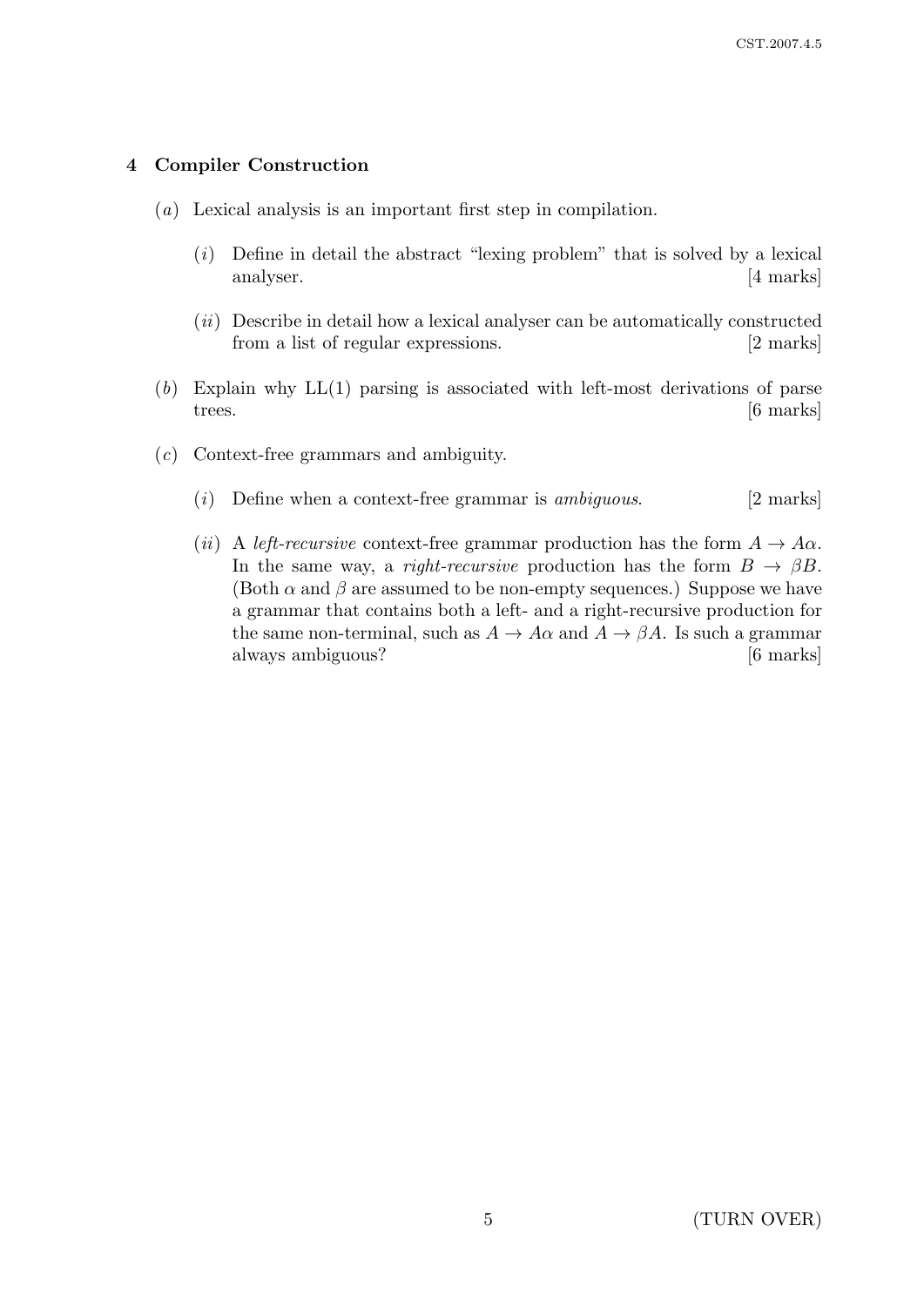## 4 Compiler Construction

(*a*) Lexical analysis is an important first step in compilation.

(*i*) Define in detail the abstract "lexing problem" that is solved by a lexical analyser. [4 marks]

(*ii*) Describe in detail how a lexical analyser can be automatically constructed from a list of regular expressions. [2 marks]

(*b*) Explain why LL(1) parsing is associated with left-most derivations of parse trees. [6 marks]

(*c*) Context-free grammars and ambiguity.

(*i*) Define when a context-free grammar is *ambiguous*. [2 marks]

(*ii*) A *left-recursive* context-free grammar production has the form $A \to A\alpha$. In the same way, a *right-recursive* production has the form $B \to \beta B$. (Both $\alpha$ and $\beta$ are assumed to be non-empty sequences.) Suppose we have a grammar that contains both a left- and a right-recursive production for the same non-terminal, such as $A \to A\alpha$ and $A \to \beta A$. Is such a grammar always ambiguous? [6 marks]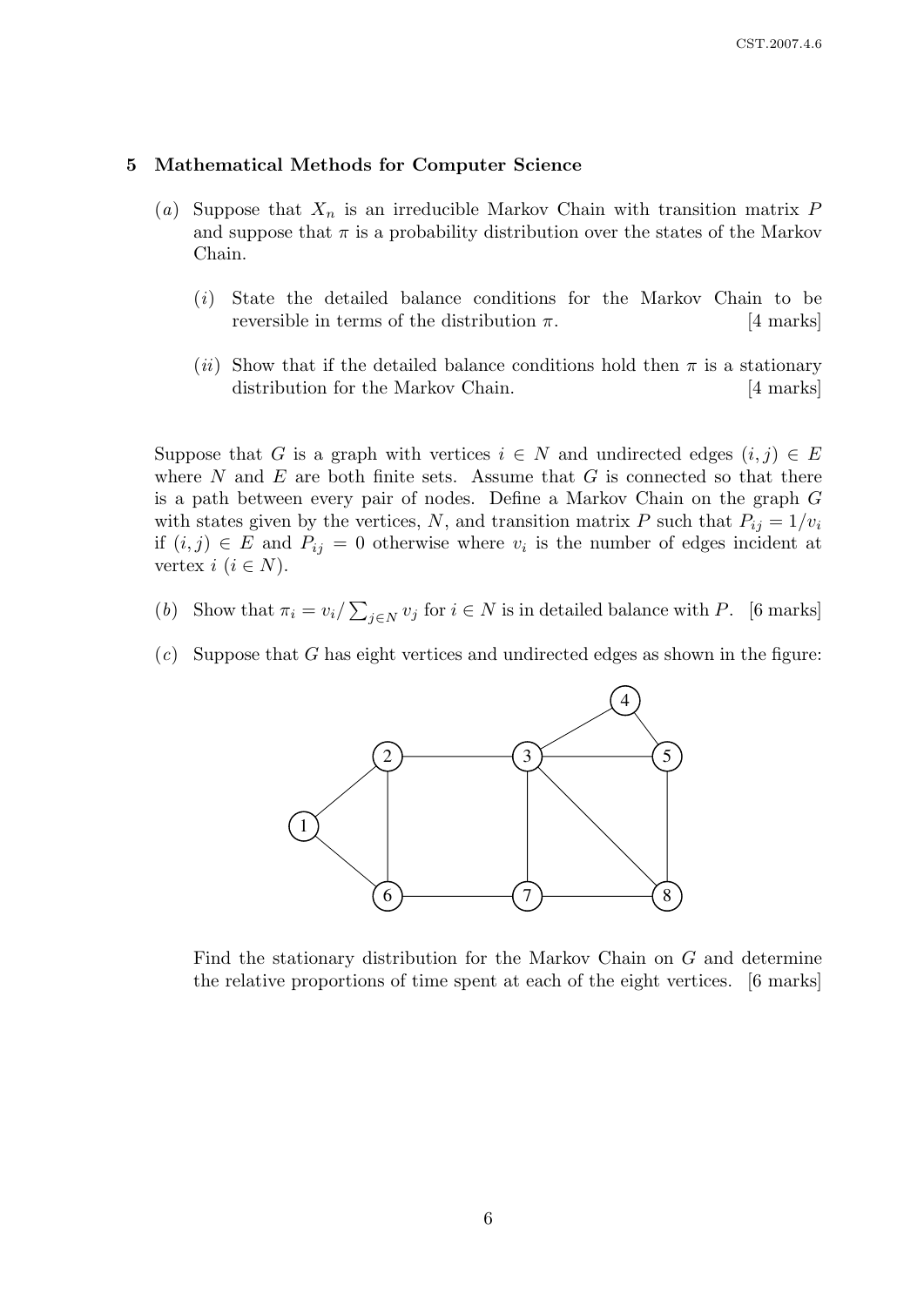## 5 Mathematical Methods for Computer Science

(*a*) Suppose that $X_n$ is an irreducible Markov Chain with transition matrix $P$ and suppose that $\pi$ is a probability distribution over the states of the Markov Chain.

(*i*) State the detailed balance conditions for the Markov Chain to be reversible in terms of the distribution $\pi$. [4 marks]

(*ii*) Show that if the detailed balance conditions hold then $\pi$ is a stationary distribution for the Markov Chain. [4 marks]

Suppose that $G$ is a graph with vertices $i \in N$ and undirected edges $(i, j) \in E$ where $N$ and $E$ are both finite sets. Assume that $G$ is connected so that there is a path between every pair of nodes. Define a Markov Chain on the graph $G$ with states given by the vertices, $N$, and transition matrix $P$ such that $P_{ij} = 1/v_i$ if $(i, j) \in E$ and $P_{ij} = 0$ otherwise where $v_i$ is the number of edges incident at vertex $i$ ($i \in N$).

(*b*) Show that $\pi_i = v_i / \sum_{j \in N} v_j$ for $i \in N$ is in detailed balance with $P$. [6 marks]

(*c*) Suppose that $G$ has eight vertices and undirected edges as shown in the figure:

Find the stationary distribution for the Markov Chain on $G$ and determine the relative proportions of time spent at each of the eight vertices. [6 marks]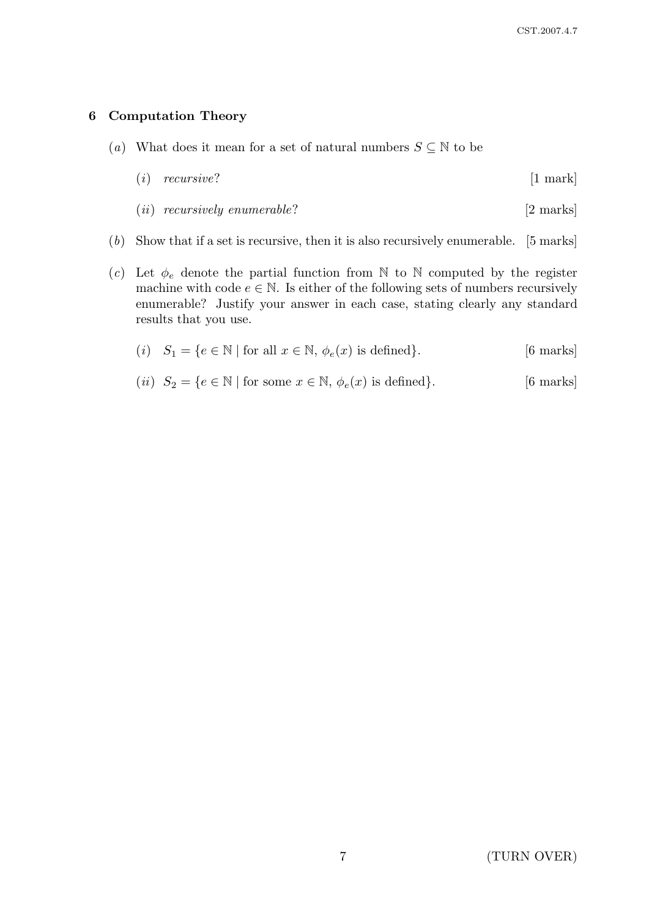## 6 Computation Theory

(*a*) What does it mean for a set of natural numbers $S \subseteq \mathbb{N}$ to be

(*i*) *recursive*? [1 mark]

(*ii*) *recursively enumerable*? [2 marks]

(*b*) Show that if a set is recursive, then it is also recursively enumerable. [5 marks]

(*c*) Let $\phi_e$ denote the partial function from $\mathbb{N}$ to $\mathbb{N}$ computed by the register machine with code $e \in \mathbb{N}$. Is either of the following sets of numbers recursively enumerable? Justify your answer in each case, stating clearly any standard results that you use.

(*i*) $S_1 = \{e \in \mathbb{N} \mid \text{for all } x \in \mathbb{N}, \phi_e(x) \text{ is defined}\}$. [6 marks]

(*ii*) $S_2 = \{e \in \mathbb{N} \mid \text{for some } x \in \mathbb{N}, \phi_e(x) \text{ is defined}\}$. [6 marks]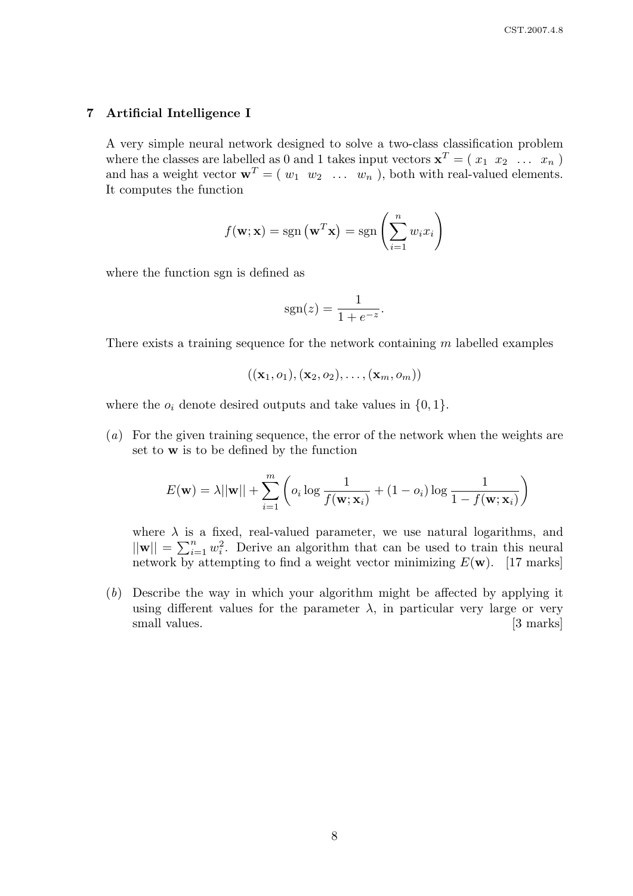## 7 Artificial Intelligence I

A very simple neural network designed to solve a two-class classification problem where the classes are labelled as 0 and 1 takes input vectors $\mathbf{x}^T = (\ x_1 \ \ x_2 \ \ \ldots \ \ x_n\ )$ and has a weight vector $\mathbf{w}^T = (\ w_1 \ \ w_2 \ \ \ldots \ \ w_n\ )$, both with real-valued elements. It computes the function

$$f(\mathbf{w}; \mathbf{x}) = \text{sgn}\left(\mathbf{w}^T \mathbf{x}\right) = \text{sgn}\left(\sum_{i=1}^{n} w_i x_i\right)$$

where the function sgn is defined as

$$\text{sgn}(z) = \frac{1}{1 + e^{-z}}.$$

There exists a training sequence for the network containing $m$ labelled examples

$$((\mathbf{x}_1, o_1), (\mathbf{x}_2, o_2), \ldots, (\mathbf{x}_m, o_m))$$

where the $o_i$ denote desired outputs and take values in $\{0, 1\}$.

(*a*) For the given training sequence, the error of the network when the weights are set to $\mathbf{w}$ is to be defined by the function

$$E(\mathbf{w}) = \lambda ||\mathbf{w}|| + \sum_{i=1}^{m} \left( o_i \log \frac{1}{f(\mathbf{w}; \mathbf{x}_i)} + (1 - o_i) \log \frac{1}{1 - f(\mathbf{w}; \mathbf{x}_i)} \right)$$

where $\lambda$ is a fixed, real-valued parameter, we use natural logarithms, and $||\mathbf{w}|| = \sum_{i=1}^{n} w_i^2$. Derive an algorithm that can be used to train this neural network by attempting to find a weight vector minimizing $E(\mathbf{w})$. [17 marks]

(*b*) Describe the way in which your algorithm might be affected by applying it using different values for the parameter $\lambda$, in particular very large or very small values. [3 marks]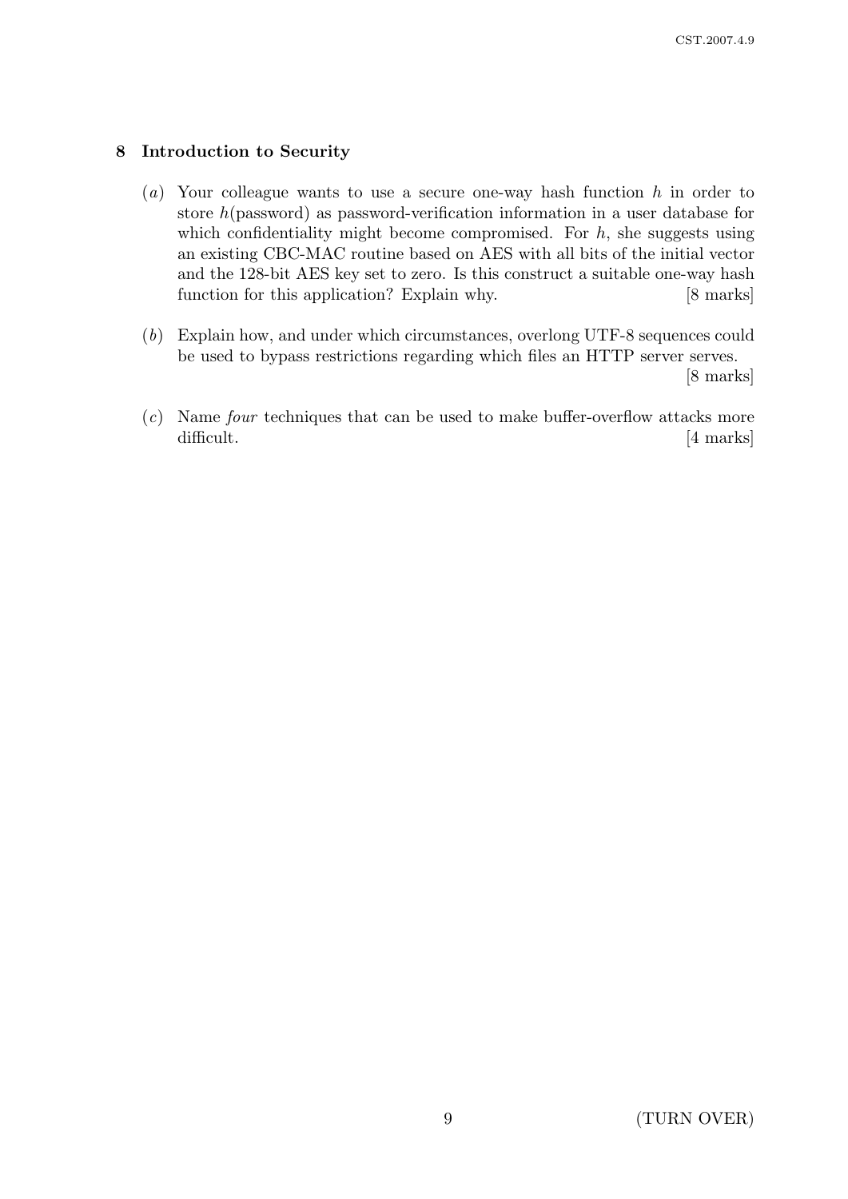## 8 Introduction to Security

(*a*) Your colleague wants to use a secure one-way hash function $h$ in order to store $h$(password) as password-verification information in a user database for which confidentiality might become compromised. For $h$, she suggests using an existing CBC-MAC routine based on AES with all bits of the initial vector and the 128-bit AES key set to zero. Is this construct a suitable one-way hash function for this application? Explain why. [8 marks]

(*b*) Explain how, and under which circumstances, overlong UTF-8 sequences could be used to bypass restrictions regarding which files an HTTP server serves. [8 marks]

(*c*) Name *four* techniques that can be used to make buffer-overflow attacks more difficult. [4 marks]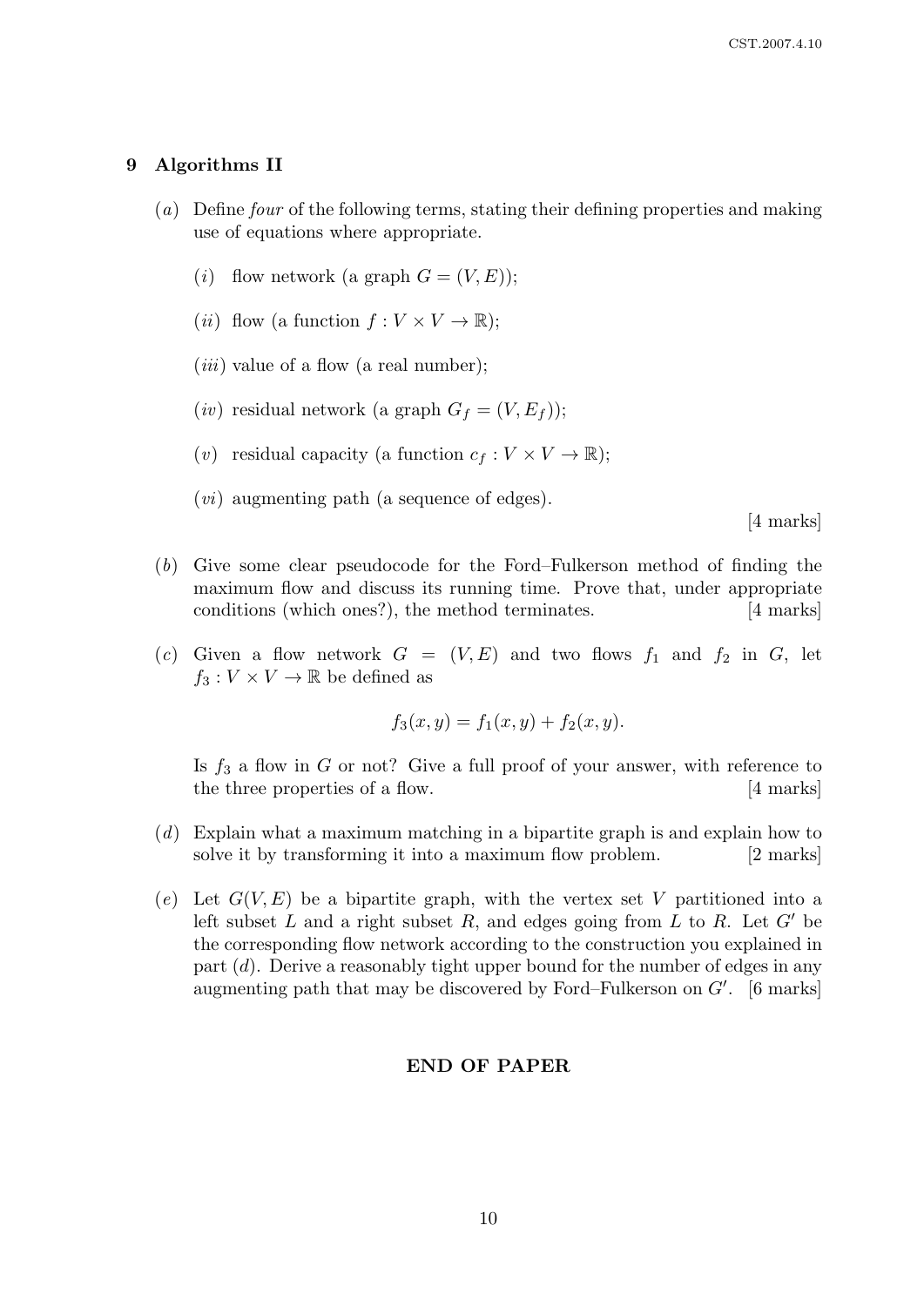## 9 Algorithms II

(*a*) Define *four* of the following terms, stating their defining properties and making use of equations where appropriate.

(*i*) flow network (a graph $G = (V, E)$);

(*ii*) flow (a function $f : V \times V \to \mathbb{R}$);

(*iii*) value of a flow (a real number);

(*iv*) residual network (a graph $G_f = (V, E_f)$);

(*v*) residual capacity (a function $c_f : V \times V \to \mathbb{R}$);

(*vi*) augmenting path (a sequence of edges).

[4 marks]

(*b*) Give some clear pseudocode for the Ford–Fulkerson method of finding the maximum flow and discuss its running time. Prove that, under appropriate conditions (which ones?), the method terminates. [4 marks]

(*c*) Given a flow network $G = (V, E)$ and two flows $f_1$ and $f_2$ in $G$, let $f_3 : V \times V \to \mathbb{R}$ be defined as

$$f_3(x, y) = f_1(x, y) + f_2(x, y).$$

Is $f_3$ a flow in $G$ or not? Give a full proof of your answer, with reference to the three properties of a flow. [4 marks]

(*d*) Explain what a maximum matching in a bipartite graph is and explain how to solve it by transforming it into a maximum flow problem. [2 marks]

(*e*) Let $G(V, E)$ be a bipartite graph, with the vertex set $V$ partitioned into a left subset $L$ and a right subset $R$, and edges going from $L$ to $R$. Let $G'$ be the corresponding flow network according to the construction you explained in part (*d*). Derive a reasonably tight upper bound for the number of edges in any augmenting path that may be discovered by Ford–Fulkerson on $G'$. [6 marks]

**END OF PAPER**